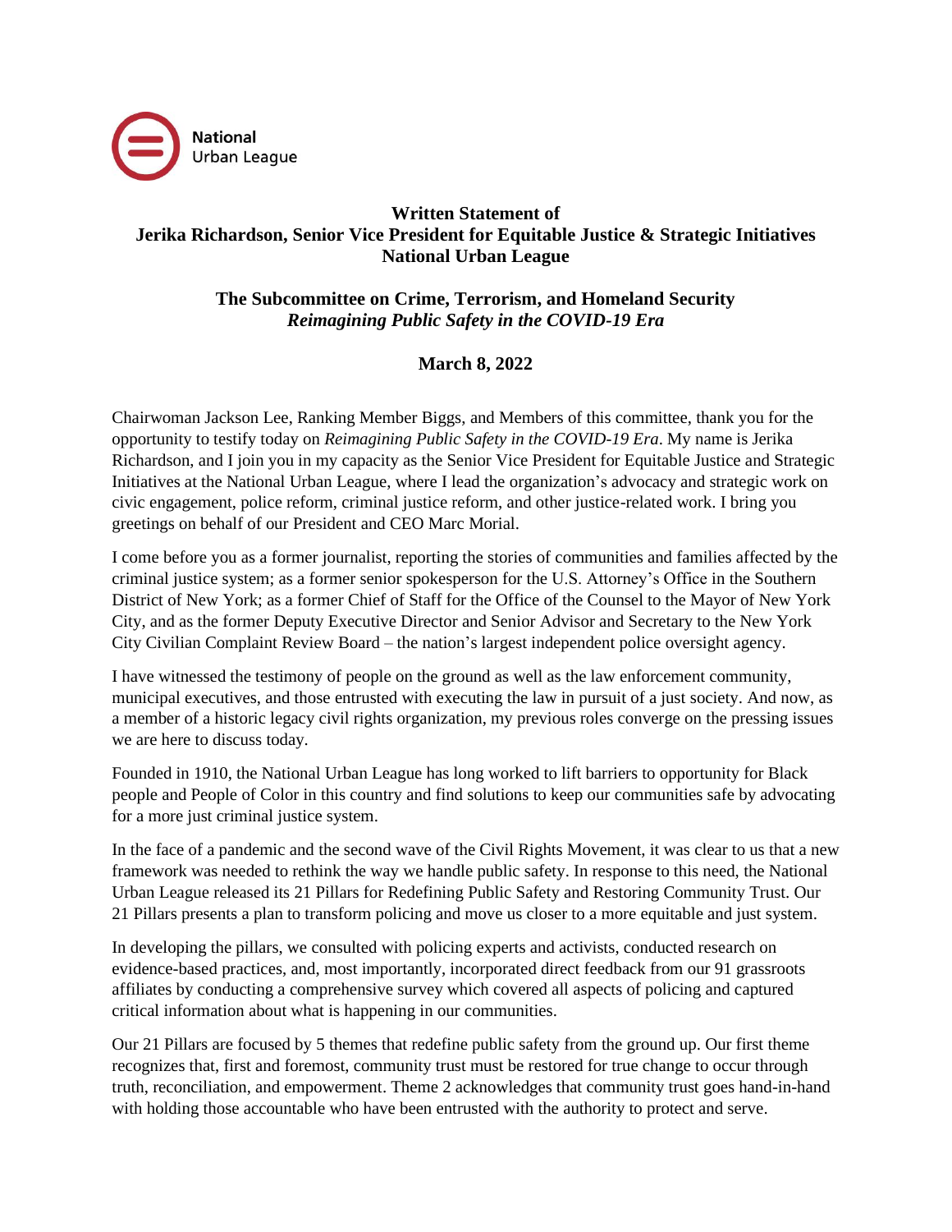National Urban League

**Written Statement of**
**Jerika Richardson, Senior Vice President for Equitable Justice & Strategic Initiatives**
**National Urban League**

**The Subcommittee on Crime, Terrorism, and Homeland Security**
***Reimagining Public Safety in the COVID-19 Era***

**March 8, 2022**

Chairwoman Jackson Lee, Ranking Member Biggs, and Members of this committee, thank you for the opportunity to testify today on *Reimagining Public Safety in the COVID-19 Era*. My name is Jerika Richardson, and I join you in my capacity as the Senior Vice President for Equitable Justice and Strategic Initiatives at the National Urban League, where I lead the organization's advocacy and strategic work on civic engagement, police reform, criminal justice reform, and other justice-related work. I bring you greetings on behalf of our President and CEO Marc Morial.

I come before you as a former journalist, reporting the stories of communities and families affected by the criminal justice system; as a former senior spokesperson for the U.S. Attorney's Office in the Southern District of New York; as a former Chief of Staff for the Office of the Counsel to the Mayor of New York City, and as the former Deputy Executive Director and Senior Advisor and Secretary to the New York City Civilian Complaint Review Board – the nation's largest independent police oversight agency.

I have witnessed the testimony of people on the ground as well as the law enforcement community, municipal executives, and those entrusted with executing the law in pursuit of a just society. And now, as a member of a historic legacy civil rights organization, my previous roles converge on the pressing issues we are here to discuss today.

Founded in 1910, the National Urban League has long worked to lift barriers to opportunity for Black people and People of Color in this country and find solutions to keep our communities safe by advocating for a more just criminal justice system.

In the face of a pandemic and the second wave of the Civil Rights Movement, it was clear to us that a new framework was needed to rethink the way we handle public safety. In response to this need, the National Urban League released its 21 Pillars for Redefining Public Safety and Restoring Community Trust. Our 21 Pillars presents a plan to transform policing and move us closer to a more equitable and just system.

In developing the pillars, we consulted with policing experts and activists, conducted research on evidence-based practices, and, most importantly, incorporated direct feedback from our 91 grassroots affiliates by conducting a comprehensive survey which covered all aspects of policing and captured critical information about what is happening in our communities.

Our 21 Pillars are focused by 5 themes that redefine public safety from the ground up. Our first theme recognizes that, first and foremost, community trust must be restored for true change to occur through truth, reconciliation, and empowerment. Theme 2 acknowledges that community trust goes hand-in-hand with holding those accountable who have been entrusted with the authority to protect and serve.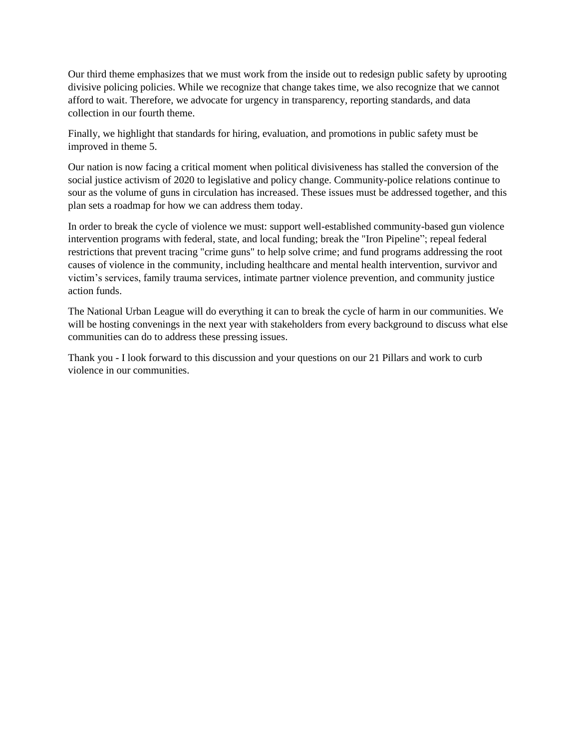Our third theme emphasizes that we must work from the inside out to redesign public safety by uprooting divisive policing policies. While we recognize that change takes time, we also recognize that we cannot afford to wait. Therefore, we advocate for urgency in transparency, reporting standards, and data collection in our fourth theme.

Finally, we highlight that standards for hiring, evaluation, and promotions in public safety must be improved in theme 5.

Our nation is now facing a critical moment when political divisiveness has stalled the conversion of the social justice activism of 2020 to legislative and policy change. Community-police relations continue to sour as the volume of guns in circulation has increased. These issues must be addressed together, and this plan sets a roadmap for how we can address them today.

In order to break the cycle of violence we must: support well-established community-based gun violence intervention programs with federal, state, and local funding; break the "Iron Pipeline"; repeal federal restrictions that prevent tracing "crime guns" to help solve crime; and fund programs addressing the root causes of violence in the community, including healthcare and mental health intervention, survivor and victim's services, family trauma services, intimate partner violence prevention, and community justice action funds.

The National Urban League will do everything it can to break the cycle of harm in our communities. We will be hosting convenings in the next year with stakeholders from every background to discuss what else communities can do to address these pressing issues.

Thank you - I look forward to this discussion and your questions on our 21 Pillars and work to curb violence in our communities.